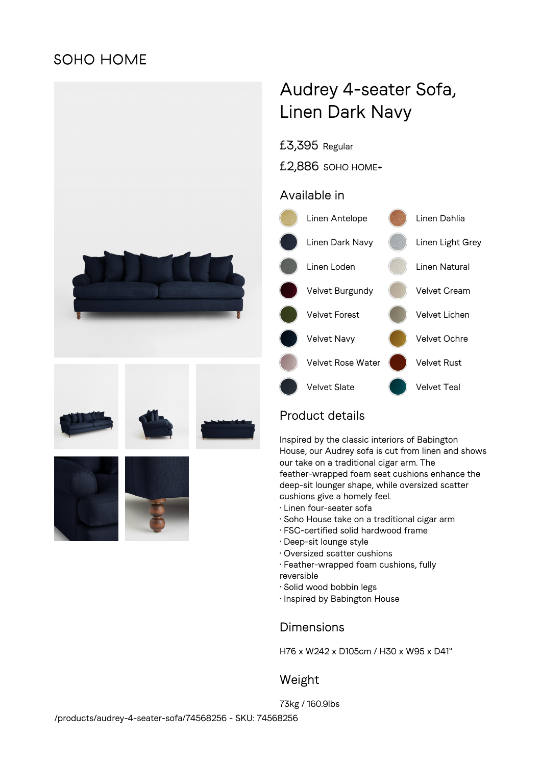SOHO HOME

# Audrey 4-seater Sofa, Linen Dark Navy

£3,395 Regular

£2,886 SOHO HOME+

## Available in

- Linen Antelope
- Linen Dahlia
- Linen Dark Navy
- Linen Light Grey
- Linen Loden
- Linen Natural
- Velvet Burgundy
- Velvet Cream
- Velvet Forest
- Velvet Lichen
- Velvet Navy
- Velvet Ochre
- Velvet Rose Water
- Velvet Rust
- Velvet Slate
- Velvet Teal

## Product details

Inspired by the classic interiors of Babington House, our Audrey sofa is cut from linen and shows our take on a traditional cigar arm. The feather-wrapped foam seat cushions enhance the deep-sit lounger shape, while oversized scatter cushions give a homely feel.

· Linen four-seater sofa
· Soho House take on a traditional cigar arm
· FSC-certified solid hardwood frame
· Deep-sit lounge style
· Oversized scatter cushions
· Feather-wrapped foam cushions, fully reversible
· Solid wood bobbin legs
· Inspired by Babington House

## Dimensions

H76 x W242 x D105cm / H30 x W95 x D41"

## Weight

73kg / 160.9lbs

/products/audrey-4-seater-sofa/74568256 - SKU: 74568256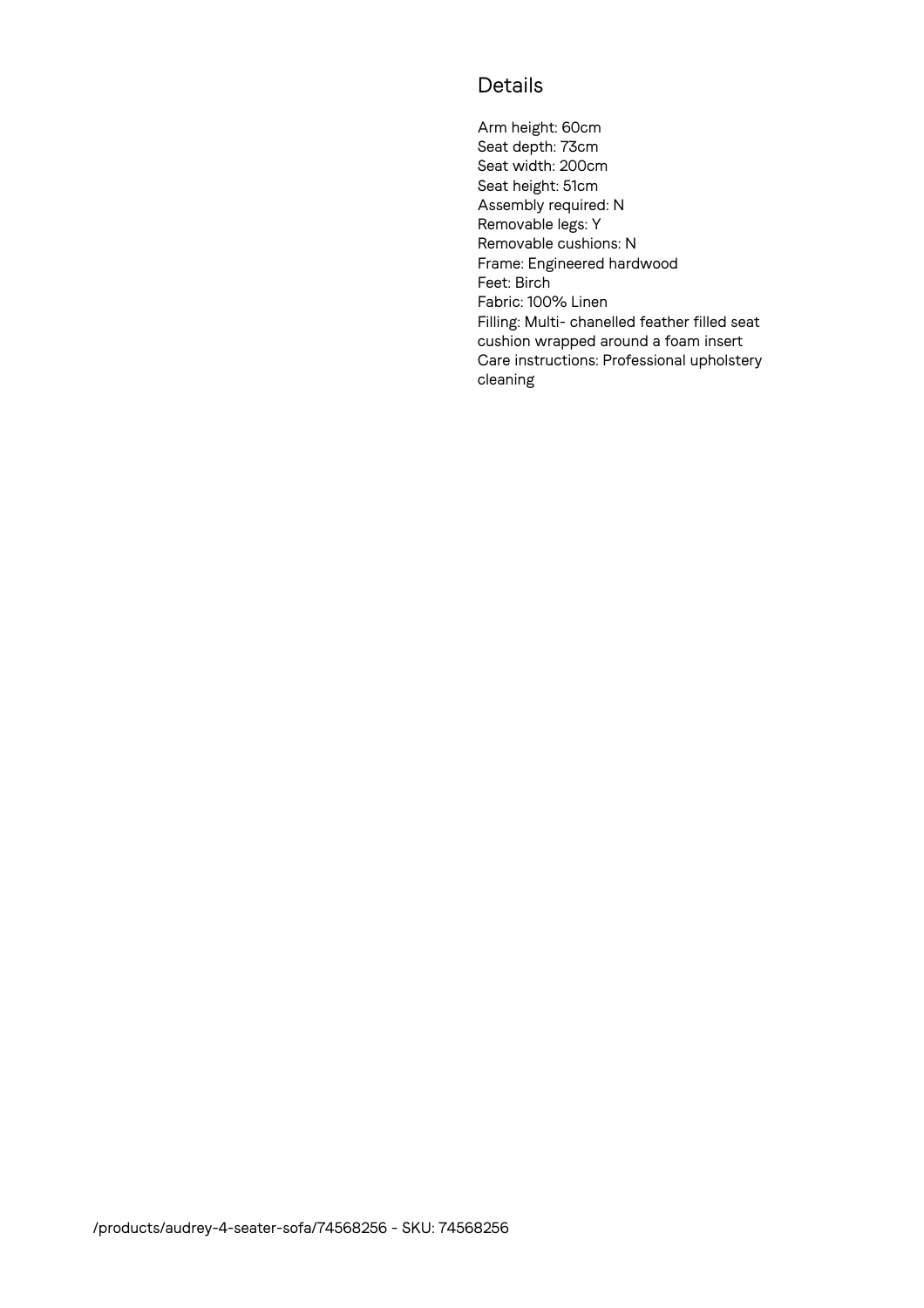## Details

Arm height: 60cm
Seat depth: 73cm
Seat width: 200cm
Seat height: 51cm
Assembly required: N
Removable legs: Y
Removable cushions: N
Frame: Engineered hardwood
Feet: Birch
Fabric: 100% Linen
Filling: Multi- chanelled feather filled seat cushion wrapped around a foam insert
Care instructions: Professional upholstery cleaning

/products/audrey-4-seater-sofa/74568256 - SKU: 74568256